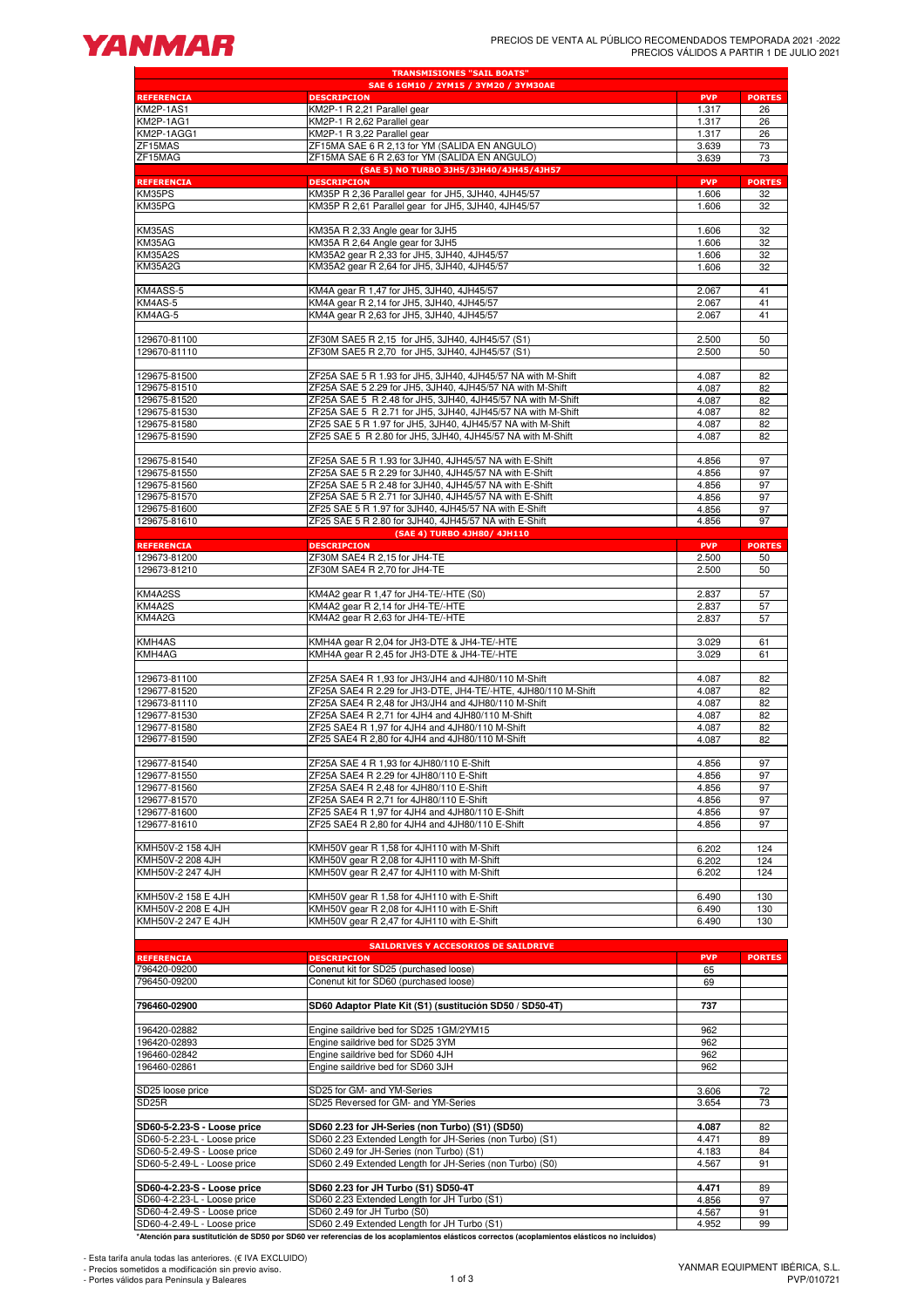YANMAR

PRECIOS DE VENTA AL PÚBLICO RECOMENDADOS TEMPORADA 2021 -2022
PRECIOS VÁLIDOS A PARTIR 1 DE JULIO 2021

| TRANSMISIONES "SAIL BOATS" | | | |
|---|---|---|---|
| SAE 6 1GM10 / 2YM15 / 3YM20 / 3YM30AE | | | |
| **REFERENCIA** | **DESCRIPCION** | **PVP** | **PORTES** |
| KM2P-1AS1 | KM2P-1 R 2,21 Parallel gear | 1.317 | 26 |
| KM2P-1AG1 | KM2P-1 R 2,62 Parallel gear | 1.317 | 26 |
| KM2P-1AGG1 | KM2P-1 R 3,22 Parallel gear | 1.317 | 26 |
| ZF15MAS | ZF15MA SAE 6 R 2,13 for YM (SALIDA EN ANGULO) | 3.639 | 73 |
| ZF15MAG | ZF15MA SAE 6 R 2,63 for YM (SALIDA EN ANGULO) | 3.639 | 73 |
| (SAE 5) NO TURBO 3JH5/3JH40/4JH45/4JH57 | | | |
| **REFERENCIA** | **DESCRIPCION** | **PVP** | **PORTES** |
| KM35PS | KM35P R 2,36 Parallel gear for JH5, 3JH40, 4JH45/57 | 1.606 | 32 |
| KM35PG | KM35P R 2,61 Parallel gear for JH5, 3JH40, 4JH45/57 | 1.606 | 32 |
| | | | |
| KM35AS | KM35A R 2,33 Angle gear for 3JH5 | 1.606 | 32 |
| KM35AG | KM35A R 2,64 Angle gear for 3JH5 | 1.606 | 32 |
| KM35A2S | KM35A2 gear R 2,33 for JH5, 3JH40, 4JH45/57 | 1.606 | 32 |
| KM35A2G | KM35A2 gear R 2,64 for JH5, 3JH40, 4JH45/57 | 1.606 | 32 |
| | | | |
| KM4ASS-5 | KM4A gear R 1,47 for JH5, 3JH40, 4JH45/57 | 2.067 | 41 |
| KM4AS-5 | KM4A gear R 2,14 for JH5, 3JH40, 4JH45/57 | 2.067 | 41 |
| KM4AG-5 | KM4A gear R 2,63 for JH5, 3JH40, 4JH45/57 | 2.067 | 41 |
| | | | |
| 129670-81100 | ZF30M SAE5 R 2,15 for JH5, 3JH40, 4JH45/57 (S1) | 2.500 | 50 |
| 129670-81110 | ZF30M SAE5 R 2,70 for JH5, 3JH40, 4JH45/57 (S1) | 2.500 | 50 |
| | | | |
| 129675-81500 | ZF25A SAE 5 R 1.93 for JH5, 3JH40, 4JH45/57 NA with M-Shift | 4.087 | 82 |
| 129675-81510 | ZF25A SAE 5 2.29 for JH5, 3JH40, 4JH45/57 NA with M-Shift | 4.087 | 82 |
| 129675-81520 | ZF25A SAE 5 R 2.48 for JH5, 3JH40, 4JH45/57 NA with M-Shift | 4.087 | 82 |
| 129675-81530 | ZF25A SAE 5 R 2.71 for JH5, 3JH40, 4JH45/57 NA with M-Shift | 4.087 | 82 |
| 129675-81580 | ZF25 SAE 5 R 1.97 for JH5, 3JH40, 4JH45/57 NA with M-Shift | 4.087 | 82 |
| 129675-81590 | ZF25 SAE 5 R 2.80 for JH5, 3JH40, 4JH45/57 NA with M-Shift | 4.087 | 82 |
| | | | |
| 129675-81540 | ZF25A SAE 5 R 1.93 for 3JH40, 4JH45/57 NA with E-Shift | 4.856 | 97 |
| 129675-81550 | ZF25A SAE 5 R 2.29 for 3JH40, 4JH45/57 NA with E-Shift | 4.856 | 97 |
| 129675-81560 | ZF25A SAE 5 R 2.48 for 3JH40, 4JH45/57 NA with E-Shift | 4.856 | 97 |
| 129675-81570 | ZF25A SAE 5 R 2.71 for 3JH40, 4JH45/57 NA with E-Shift | 4.856 | 97 |
| 129675-81600 | ZF25 SAE 5 R 1.97 for 3JH40, 4JH45/57 NA with E-Shift | 4.856 | 97 |
| 129675-81610 | ZF25 SAE 5 R 2.80 for 3JH40, 4JH45/57 NA with E-Shift | 4.856 | 97 |
| (SAE 4) TURBO 4JH80/ 4JH110 | | | |
| **REFERENCIA** | **DESCRIPCION** | **PVP** | **PORTES** |
| 129673-81200 | ZF30M SAE4 R 2,15 for JH4-TE | 2.500 | 50 |
| 129673-81210 | ZF30M SAE4 R 2,70 for JH4-TE | 2.500 | 50 |
| | | | |
| KM4A2SS | KM4A2 gear R 1,47 for JH4-TE/-HTE (S0) | 2.837 | 57 |
| KM4A2S | KM4A2 gear R 2,14 for JH4-TE/-HTE | 2.837 | 57 |
| KM4A2G | KM4A2 gear R 2,63 for JH4-TE/-HTE | 2.837 | 57 |
| | | | |
| KMH4AS | KMH4A gear R 2,04 for JH3-DTE & JH4-TE/-HTE | 3.029 | 61 |
| KMH4AG | KMH4A gear R 2,45 for JH3-DTE & JH4-TE/-HTE | 3.029 | 61 |
| | | | |
| 129673-81100 | ZF25A SAE4 R 1,93 for JH3/JH4 and 4JH80/110 M-Shift | 4.087 | 82 |
| 129677-81520 | ZF25A SAE4 R 2.29 for JH3-DTE, JH4-TE/-HTE, 4JH80/110 M-Shift | 4.087 | 82 |
| 129673-81110 | ZF25A SAE4 R 2,48 for JH3/JH4 and 4JH80/110 M-Shift | 4.087 | 82 |
| 129677-81530 | ZF25A SAE4 R 2,71 for 4JH4 and 4JH80/110 M-Shift | 4.087 | 82 |
| 129677-81580 | ZF25 SAE4 R 1,97 for 4JH4 and 4JH80/110 M-Shift | 4.087 | 82 |
| 129677-81590 | ZF25 SAE4 R 2,80 for 4JH4 and 4JH80/110 M-Shift | 4.087 | 82 |
| | | | |
| 129677-81540 | ZF25A SAE 4 R 1,93 for 4JH80/110 E-Shift | 4.856 | 97 |
| 129677-81550 | ZF25A SAE4 R 2.29 for 4JH80/110 E-Shift | 4.856 | 97 |
| 129677-81560 | ZF25A SAE4 R 2,48 for 4JH80/110 E-Shift | 4.856 | 97 |
| 129677-81570 | ZF25A SAE4 R 2,71 for 4JH80/110 E-Shift | 4.856 | 97 |
| 129677-81600 | ZF25 SAE4 R 1,97 for 4JH4 and 4JH80/110 E-Shift | 4.856 | 97 |
| 129677-81610 | ZF25 SAE4 R 2,80 for 4JH4 and 4JH80/110 E-Shift | 4.856 | 97 |
| | | | |
| KMH50V-2 158 4JH | KMH50V gear R 1,58 for 4JH110 with M-Shift | 6.202 | 124 |
| KMH50V-2 208 4JH | KMH50V gear R 2,08 for 4JH110 with M-Shift | 6.202 | 124 |
| KMH50V-2 247 4JH | KMH50V gear R 2,47 for 4JH110 with M-Shift | 6.202 | 124 |
| | | | |
| KMH50V-2 158 E 4JH | KMH50V gear R 1,58 for 4JH110 with E-Shift | 6.490 | 130 |
| KMH50V-2 208 E 4JH | KMH50V gear R 2,08 for 4JH110 with E-Shift | 6.490 | 130 |
| KMH50V-2 247 E 4JH | KMH50V gear R 2,47 for 4JH110 with E-Shift | 6.490 | 130 |

| SAILDRIVES Y ACCESORIOS DE SAILDRIVE | | | |
|---|---|---|---|
| **REFERENCIA** | **DESCRIPCION** | **PVP** | **PORTES** |
| 796420-09200 | Conenut kit for SD25 (purchased loose) | 65 | |
| 796450-09200 | Conenut kit for SD60 (purchased loose) | 69 | |
| | | | |
| **796460-02900** | **SD60 Adaptor Plate Kit (S1) (sustitución SD50 / SD50-4T)** | **737** | |
| | | | |
| 196420-02882 | Engine saildrive bed for SD25 1GM/2YM15 | 962 | |
| 196420-02893 | Engine saildrive bed for SD25 3YM | 962 | |
| 196460-02842 | Engine saildrive bed for SD60 4JH | 962 | |
| 196460-02861 | Engine saildrive bed for SD60 3JH | 962 | |
| | | | |
| SD25 loose price | SD25 for GM- and YM-Series | 3.606 | 72 |
| SD25R | SD25 Reversed for GM- and YM-Series | 3.654 | 73 |
| | | | |
| **SD60-5-2.23-S - Loose price** | **SD60 2.23 for JH-Series (non Turbo) (S1) (SD50)** | **4.087** | 82 |
| SD60-5-2.23-L - Loose price | SD60 2.23 Extended Length for JH-Series (non Turbo) (S1) | 4.471 | 89 |
| SD60-5-2.49-S - Loose price | SD60 2.49 for JH-Series (non Turbo) (S1) | 4.183 | 84 |
| SD60-5-2.49-L - Loose price | SD60 2.49 Extended Length for JH-Series (non Turbo) (S0) | 4.567 | 91 |
| | | | |
| **SD60-4-2.23-S - Loose price** | **SD60 2.23 for JH Turbo (S1) SD50-4T** | **4.471** | 89 |
| SD60-4-2.23-L - Loose price | SD60 2.23 Extended Length for JH Turbo (S1) | 4.856 | 97 |
| SD60-4-2.49-S - Loose price | SD60 2.49 for JH Turbo (S0) | 4.567 | 91 |
| SD60-4-2.49-L - Loose price | SD60 2.49 Extended Length for JH Turbo (S1) | 4.952 | 99 |

**\*Atención para sustitutición de SD50 por SD60 ver referencias de los acoplamientos elásticos correctos (acoplamientos elásticos no incluidos)**

- Esta tarifa anula todas las anteriores. (€ IVA EXCLUIDO)
- Precios sometidos a modificación sin previo aviso.
- Portes válidos para Península y Baleares

YANMAR EQUIPMENT IBÉRICA, S.L.
PVP/010721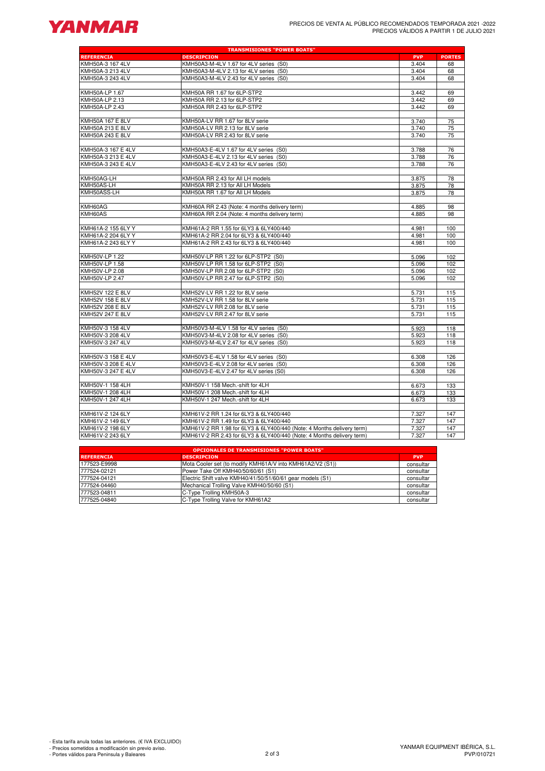PRECIOS DE VENTA AL PÚBLICO RECOMENDADOS TEMPORADA 2021 -2022
PRECIOS VÁLIDOS A PARTIR 1 DE JULIO 2021

## TRANSMISIONES "POWER BOATS"

| REFERENCIA | DESCRIPCION | PVP | PORTES |
|---|---|---|---|
| KMH50A-3 167 4LV | KMH50A3-M-4LV 1.67 for 4LV series (S0) | 3.404 | 68 |
| KMH50A-3 213 4LV | KMH50A3-M-4LV 2.13 for 4LV series (S0) | 3.404 | 68 |
| KMH50A-3 243 4LV | KMH50A3-M-4LV 2.43 for 4LV series (S0) | 3.404 | 68 |
| | | | |
| KMH50A-LP 1.67 | KMH50A RR 1.67 for 6LP-STP2 | 3.442 | 69 |
| KMH50A-LP 2.13 | KMH50A RR 2.13 for 6LP-STP2 | 3.442 | 69 |
| KMH50A-LP 2.43 | KMH50A RR 2.43 for 6LP-STP2 | 3.442 | 69 |
| | | | |
| KMH50A 167 E 8LV | KMH50A-LV RR 1.67 for 8LV serie | 3.740 | 75 |
| KMH50A 213 E 8LV | KMH50A-LV RR 2.13 for 8LV serie | 3.740 | 75 |
| KMH50A 243 E 8LV | KMH50A-LV RR 2.43 for 8LV serie | 3.740 | 75 |
| | | | |
| KMH50A-3 167 E 4LV | KMH50A3-E-4LV 1.67 for 4LV series (S0) | 3.788 | 76 |
| KMH50A-3 213 E 4LV | KMH50A3-E-4LV 2.13 for 4LV series (S0) | 3.788 | 76 |
| KMH50A-3 243 E 4LV | KMH50A3-E-4LV 2.43 for 4LV series (S0) | 3.788 | 76 |
| | | | |
| KMH50AG-LH | KMH50A RR 2.43 for All LH models | 3.875 | 78 |
| KMH50AS-LH | KMH50A RR 2.13 for All LH Models | 3.875 | 78 |
| KMH50ASS-LH | KMH50A RR 1.67 for All LH Models | 3.875 | 78 |
| | | | |
| KMH60AG | KMH60A RR 2.43 (Note: 4 months delivery term) | 4.885 | 98 |
| KMH60AS | KMH60A RR 2.04 (Note: 4 months delivery term) | 4.885 | 98 |
| | | | |
| KMH61A-2 155 6LY Y | KMH61A-2 RR 1.55 for 6LY3 & 6LY400/440 | 4.981 | 100 |
| KMH61A-2 204 6LY Y | KMH61A-2 RR 2.04 for 6LY3 & 6LY400/440 | 4.981 | 100 |
| KMH61A-2 243 6LY Y | KMH61A-2 RR 2.43 for 6LY3 & 6LY400/440 | 4.981 | 100 |
| | | | |
| KMH50V-LP 1.22 | KMH50V-LP RR 1.22 for 6LP-STP2 (S0) | 5.096 | 102 |
| KMH50V-LP 1.58 | KMH50V-LP RR 1.58 for 6LP-STP2 (S0) | 5.096 | 102 |
| KMH50V-LP 2.08 | KMH50V-LP RR 2.08 for 6LP-STP2 (S0) | 5.096 | 102 |
| KMH50V-LP 2.47 | KMH50V-LP RR 2.47 for 6LP-STP2 (S0) | 5.096 | 102 |
| | | | |
| KMH52V 122 E 8LV | KMH52V-LV RR 1.22 for 8LV serie | 5.731 | 115 |
| KMH52V 158 E 8LV | KMH52V-LV RR 1.58 for 8LV serie | 5.731 | 115 |
| KMH52V 208 E 8LV | KMH52V-LV RR 2.08 for 8LV serie | 5.731 | 115 |
| KMH52V 247 E 8LV | KMH52V-LV RR 2.47 for 8LV serie | 5.731 | 115 |
| | | | |
| KMH50V-3 158 4LV | KMH50V3-M-4LV 1.58 for 4LV series (S0) | 5.923 | 118 |
| KMH50V-3 208 4LV | KMH50V3-M-4LV 2.08 for 4LV series (S0) | 5.923 | 118 |
| KMH50V-3 247 4LV | KMH50V3-M-4LV 2.47 for 4LV series (S0) | 5.923 | 118 |
| | | | |
| KMH50V-3 158 E 4LV | KMH50V3-E-4LV 1.58 for 4LV series (S0) | 6.308 | 126 |
| KMH50V-3 208 E 4LV | KMH50V3-E-4LV 2.08 for 4LV series (S0) | 6.308 | 126 |
| KMH50V-3 247 E 4LV | KMH50V3-E-4LV 2.47 for 4LV series (S0) | 6.308 | 126 |
| | | | |
| KMH50V-1 158 4LH | KMH50V-1 158 Mech.-shift for 4LH | 6.673 | 133 |
| KMH50V-1 208 4LH | KMH50V-1 208 Mech.-shift for 4LH | 6.673 | 133 |
| KMH50V-1 247 4LH | KMH50V-1 247 Mech.-shift for 4LH | 6.673 | 133 |
| | | | |
| KMH61V-2 124 6LY | KMH61V-2 RR 1.24 for 6LY3 & 6LY400/440 | 7.327 | 147 |
| KMH61V-2 149 6LY | KMH61V-2 RR 1.49 for 6LY3 & 6LY400/440 | 7.327 | 147 |
| KMH61V-2 198 6LY | KMH61V-2 RR 1.98 for 6LY3 & 6LY400/440 (Note: 4 Months delivery term) | 7.327 | 147 |
| KMH61V-2 243 6LY | KMH61V-2 RR 2.43 for 6LY3 & 6LY400/440 (Note: 4 Months delivery term) | 7.327 | 147 |

## OPCIONALES DE TRANSMISIONES "POWER BOATS"

| REFERENCIA | DESCRIPCION | PVP |
|---|---|---|
| 177523-E9998 | Mota Cooler set (to modify KMH61A/V into KMH61A2/V2 (S1)) | consultar |
| 777524-02121 | Power Take Off KMH40/50/60/61 (S1) | consultar |
| 777524-04121 | Electric Shift valve KMH40/41/50/51/60/61 gear models (S1) | consultar |
| 777524-04460 | Mechanical Trolling Valve KMH40/50/60 (S1) | consultar |
| 777523-04811 | C-Type Trolling KMH50A-3 | consultar |
| 777525-04840 | C-Type Trolling Valve for KMH61A2 | consultar |

- Esta tarifa anula todas las anteriores. (€ IVA EXCLUIDO)
- Precios sometidos a modificación sin previo aviso.
- Portes válidos para Peninsula y Baleares

YANMAR EQUIPMENT IBÉRICA, S.L.
PVP/010721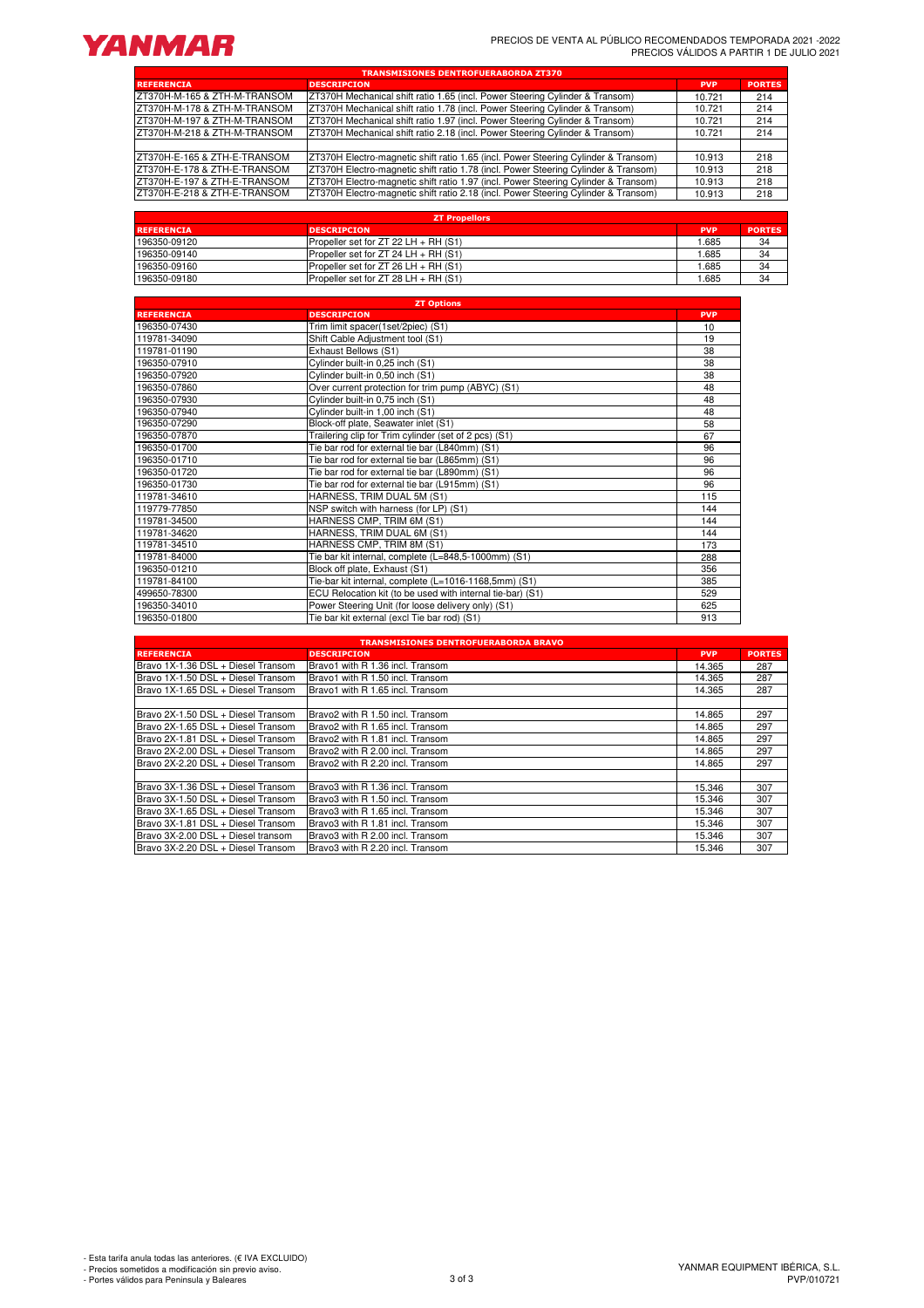PRECIOS DE VENTA AL PÚBLICO RECOMENDADOS TEMPORADA 2021 -2022
PRECIOS VÁLIDOS A PARTIR 1 DE JULIO 2021

## TRANSMISIONES DENTROFUERABORDA ZT370

| REFERENCIA | DESCRIPCION | PVP | PORTES |
|---|---|---|---|
| ZT370H-M-165 & ZTH-M-TRANSOM | ZT370H Mechanical shift ratio 1.65 (incl. Power Steering Cylinder & Transom) | 10.721 | 214 |
| ZT370H-M-178 & ZTH-M-TRANSOM | ZT370H Mechanical shift ratio 1.78 (incl. Power Steering Cylinder & Transom) | 10.721 | 214 |
| ZT370H-M-197 & ZTH-M-TRANSOM | ZT370H Mechanical shift ratio 1.97 (incl. Power Steering Cylinder & Transom) | 10.721 | 214 |
| ZT370H-M-218 & ZTH-M-TRANSOM | ZT370H Mechanical shift ratio 2.18 (incl. Power Steering Cylinder & Transom) | 10.721 | 214 |
| | | | |
| ZT370H-E-165 & ZTH-E-TRANSOM | ZT370H Electro-magnetic shift ratio 1.65 (incl. Power Steering Cylinder & Transom) | 10.913 | 218 |
| ZT370H-E-178 & ZTH-E-TRANSOM | ZT370H Electro-magnetic shift ratio 1.78 (incl. Power Steering Cylinder & Transom) | 10.913 | 218 |
| ZT370H-E-197 & ZTH-E-TRANSOM | ZT370H Electro-magnetic shift ratio 1.97 (incl. Power Steering Cylinder & Transom) | 10.913 | 218 |
| ZT370H-E-218 & ZTH-E-TRANSOM | ZT370H Electro-magnetic shift ratio 2.18 (incl. Power Steering Cylinder & Transom) | 10.913 | 218 |

## ZT Propellors

| REFERENCIA | DESCRIPCION | PVP | PORTES |
|---|---|---|---|
| 196350-09120 | Propeller set for ZT 22 LH + RH (S1) | 1.685 | 34 |
| 196350-09140 | Propeller set for ZT 24 LH + RH (S1) | 1.685 | 34 |
| 196350-09160 | Propeller set for ZT 26 LH + RH (S1) | 1.685 | 34 |
| 196350-09180 | Propeller set for ZT 28 LH + RH (S1) | 1.685 | 34 |

## ZT Options

| REFERENCIA | DESCRIPCION | PVP |
|---|---|---|
| 196350-07430 | Trim limit spacer(1set/2piec) (S1) | 10 |
| 119781-34090 | Shift Cable Adjustment tool (S1) | 19 |
| 119781-01190 | Exhaust Bellows (S1) | 38 |
| 196350-07910 | Cylinder built-in 0,25 inch (S1) | 38 |
| 196350-07920 | Cylinder built-in 0,50 inch (S1) | 38 |
| 196350-07860 | Over current protection for trim pump (ABYC) (S1) | 48 |
| 196350-07930 | Cylinder built-in 0,75 inch (S1) | 48 |
| 196350-07940 | Cylinder built-in 1,00 inch (S1) | 48 |
| 196350-07290 | Block-off plate, Seawater inlet (S1) | 58 |
| 196350-07870 | Trailering clip for Trim cylinder (set of 2 pcs) (S1) | 67 |
| 196350-01700 | Tie bar rod for external tie bar (L840mm) (S1) | 96 |
| 196350-01710 | Tie bar rod for external tie bar (L865mm) (S1) | 96 |
| 196350-01720 | Tie bar rod for external tie bar (L890mm) (S1) | 96 |
| 196350-01730 | Tie bar rod for external tie bar (L915mm) (S1) | 96 |
| 119781-34610 | HARNESS, TRIM DUAL 5M (S1) | 115 |
| 119779-77850 | NSP switch with harness (for LP) (S1) | 144 |
| 119781-34500 | HARNESS CMP, TRIM 6M (S1) | 144 |
| 119781-34620 | HARNESS, TRIM DUAL 6M (S1) | 144 |
| 119781-34510 | HARNESS CMP, TRIM 8M (S1) | 173 |
| 119781-84000 | Tie bar kit internal, complete (L=848,5-1000mm) (S1) | 288 |
| 196350-01210 | Block off plate, Exhaust (S1) | 356 |
| 119781-84100 | Tie-bar kit internal, complete (L=1016-1168,5mm) (S1) | 385 |
| 499650-78300 | ECU Relocation kit (to be used with internal tie-bar) (S1) | 529 |
| 196350-34010 | Power Steering Unit (for loose delivery only) (S1) | 625 |
| 196350-01800 | Tie bar kit external (excl Tie bar rod) (S1) | 913 |

## TRANSMISIONES DENTROFUERABORDA BRAVO

| REFERENCIA | DESCRIPCION | PVP | PORTES |
|---|---|---|---|
| Bravo 1X-1.36 DSL + Diesel Transom | Bravo1 with R 1.36 incl. Transom | 14.365 | 287 |
| Bravo 1X-1.50 DSL + Diesel Transom | Bravo1 with R 1.50 incl. Transom | 14.365 | 287 |
| Bravo 1X-1.65 DSL + Diesel Transom | Bravo1 with R 1.65 incl. Transom | 14.365 | 287 |
| | | | |
| Bravo 2X-1.50 DSL + Diesel Transom | Bravo2 with R 1.50 incl. Transom | 14.865 | 297 |
| Bravo 2X-1.65 DSL + Diesel Transom | Bravo2 with R 1.65 incl. Transom | 14.865 | 297 |
| Bravo 2X-1.81 DSL + Diesel Transom | Bravo2 with R 1.81 incl. Transom | 14.865 | 297 |
| Bravo 2X-2.00 DSL + Diesel Transom | Bravo2 with R 2.00 incl. Transom | 14.865 | 297 |
| Bravo 2X-2.20 DSL + Diesel Transom | Bravo2 with R 2.20 incl. Transom | 14.865 | 297 |
| | | | |
| Bravo 3X-1.36 DSL + Diesel Transom | Bravo3 with R 1.36 incl. Transom | 15.346 | 307 |
| Bravo 3X-1.50 DSL + Diesel Transom | Bravo3 with R 1.50 incl. Transom | 15.346 | 307 |
| Bravo 3X-1.65 DSL + Diesel Transom | Bravo3 with R 1.65 incl. Transom | 15.346 | 307 |
| Bravo 3X-1.81 DSL + Diesel Transom | Bravo3 with R 1.81 incl. Transom | 15.346 | 307 |
| Bravo 3X-2.00 DSL + Diesel transom | Bravo3 with R 2.00 incl. Transom | 15.346 | 307 |
| Bravo 3X-2.20 DSL + Diesel Transom | Bravo3 with R 2.20 incl. Transom | 15.346 | 307 |

- Esta tarifa anula todas las anteriores. (€ IVA EXCLUIDO)
- Precios sometidos a modificación sin previo aviso.
- Portes válidos para Peninsula y Baleares

YANMAR EQUIPMENT IBÉRICA, S.L.
PVP/010721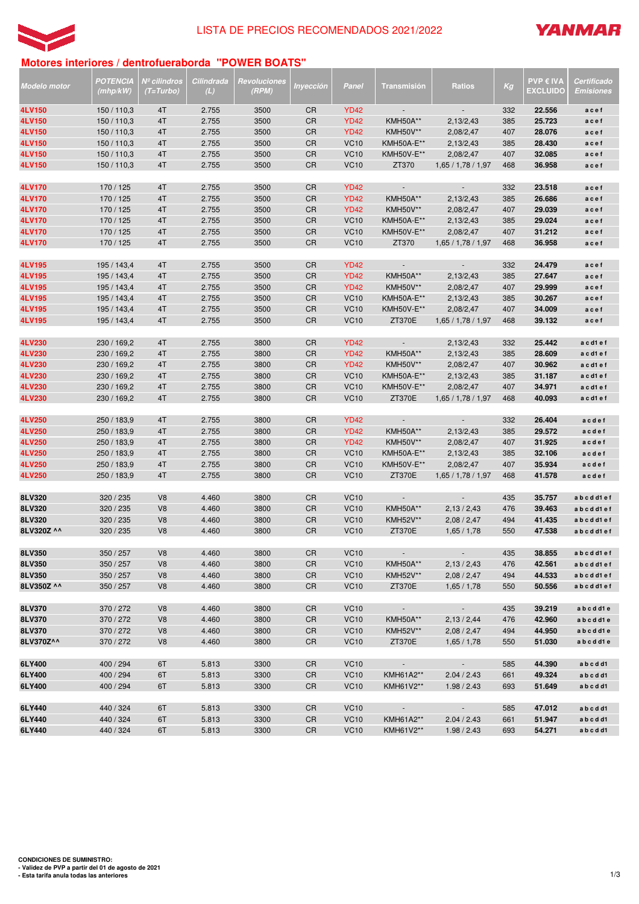LISTA DE PRECIOS RECOMENDADOS 2021/2022

YANMAR

## Motores interiores / dentrofueraborda "POWER BOATS"

| Modelo motor | POTENCIA (mhp/kW) | Nº cilindros (T=Turbo) | Cilindrada (L) | Revoluciones (RPM) | Inyección | Panel | Transmisión | Ratios | Kg | PVP € IVA EXCLUIDO | Certificado Emisiones |
|---|---|---|---|---|---|---|---|---|---|---|---|
| 4LV150 | 150 / 110,3 | 4T | 2.755 | 3500 | CR | YD42 | - | - | 332 | 22.556 | a c e f |
| 4LV150 | 150 / 110,3 | 4T | 2.755 | 3500 | CR | YD42 | KMH50A** | 2,13/2,43 | 385 | 25.723 | a c e f |
| 4LV150 | 150 / 110,3 | 4T | 2.755 | 3500 | CR | YD42 | KMH50V** | 2,08/2,47 | 407 | 28.076 | a c e f |
| 4LV150 | 150 / 110,3 | 4T | 2.755 | 3500 | CR | VC10 | KMH50A-E** | 2,13/2,43 | 385 | 28.430 | a c e f |
| 4LV150 | 150 / 110,3 | 4T | 2.755 | 3500 | CR | VC10 | KMH50V-E** | 2,08/2,47 | 407 | 32.085 | a c e f |
| 4LV150 | 150 / 110,3 | 4T | 2.755 | 3500 | CR | VC10 | ZT370 | 1,65 / 1,78 / 1,97 | 468 | 36.958 | a c e f |
| | | | | | | | | | | | |
| 4LV170 | 170 / 125 | 4T | 2.755 | 3500 | CR | YD42 | - | - | 332 | 23.518 | a c e f |
| 4LV170 | 170 / 125 | 4T | 2.755 | 3500 | CR | YD42 | KMH50A** | 2,13/2,43 | 385 | 26.686 | a c e f |
| 4LV170 | 170 / 125 | 4T | 2.755 | 3500 | CR | YD42 | KMH50V** | 2,08/2,47 | 407 | 29.039 | a c e f |
| 4LV170 | 170 / 125 | 4T | 2.755 | 3500 | CR | VC10 | KMH50A-E** | 2,13/2,43 | 385 | 29.024 | a c e f |
| 4LV170 | 170 / 125 | 4T | 2.755 | 3500 | CR | VC10 | KMH50V-E** | 2,08/2,47 | 407 | 31.212 | a c e f |
| 4LV170 | 170 / 125 | 4T | 2.755 | 3500 | CR | VC10 | ZT370 | 1,65 / 1,78 / 1,97 | 468 | 36.958 | a c e f |
| | | | | | | | | | | | |
| 4LV195 | 195 / 143,4 | 4T | 2.755 | 3500 | CR | YD42 | - | - | 332 | 24.479 | a c e f |
| 4LV195 | 195 / 143,4 | 4T | 2.755 | 3500 | CR | YD42 | KMH50A** | 2,13/2,43 | 385 | 27.647 | a c e f |
| 4LV195 | 195 / 143,4 | 4T | 2.755 | 3500 | CR | YD42 | KMH50V** | 2,08/2,47 | 407 | 29.999 | a c e f |
| 4LV195 | 195 / 143,4 | 4T | 2.755 | 3500 | CR | VC10 | KMH50A-E** | 2,13/2,43 | 385 | 30.267 | a c e f |
| 4LV195 | 195 / 143,4 | 4T | 2.755 | 3500 | CR | VC10 | KMH50V-E** | 2,08/2,47 | 407 | 34.009 | a c e f |
| 4LV195 | 195 / 143,4 | 4T | 2.755 | 3500 | CR | VC10 | ZT370E | 1,65 / 1,78 / 1,97 | 468 | 39.132 | a c e f |
| | | | | | | | | | | | |
| 4LV230 | 230 / 169,2 | 4T | 2.755 | 3800 | CR | YD42 | - | 2,13/2,43 | 332 | 25.442 | a c d1 e f |
| 4LV230 | 230 / 169,2 | 4T | 2.755 | 3800 | CR | YD42 | KMH50A** | 2,13/2,43 | 385 | 28.609 | a c d1 e f |
| 4LV230 | 230 / 169,2 | 4T | 2.755 | 3800 | CR | YD42 | KMH50V** | 2,08/2,47 | 407 | 30.962 | a c d1 e f |
| 4LV230 | 230 / 169,2 | 4T | 2.755 | 3800 | CR | VC10 | KMH50A-E** | 2,13/2,43 | 385 | 31.187 | a c d1 e f |
| 4LV230 | 230 / 169,2 | 4T | 2.755 | 3800 | CR | VC10 | KMH50V-E** | 2,08/2,47 | 407 | 34.971 | a c d1 e f |
| 4LV230 | 230 / 169,2 | 4T | 2.755 | 3800 | CR | VC10 | ZT370E | 1,65 / 1,78 / 1,97 | 468 | 40.093 | a c d1 e f |
| | | | | | | | | | | | |
| 4LV250 | 250 / 183,9 | 4T | 2.755 | 3800 | CR | YD42 | - | - | 332 | 26.404 | a c d e f |
| 4LV250 | 250 / 183,9 | 4T | 2.755 | 3800 | CR | YD42 | KMH50A** | 2,13/2,43 | 385 | 29.572 | a c d e f |
| 4LV250 | 250 / 183,9 | 4T | 2.755 | 3800 | CR | YD42 | KMH50V** | 2,08/2,47 | 407 | 31.925 | a c d e f |
| 4LV250 | 250 / 183,9 | 4T | 2.755 | 3800 | CR | VC10 | KMH50A-E** | 2,13/2,43 | 385 | 32.106 | a c d e f |
| 4LV250 | 250 / 183,9 | 4T | 2.755 | 3800 | CR | VC10 | KMH50V-E** | 2,08/2,47 | 407 | 35.934 | a c d e f |
| 4LV250 | 250 / 183,9 | 4T | 2.755 | 3800 | CR | VC10 | ZT370E | 1,65 / 1,78 / 1,97 | 468 | 41.578 | a c d e f |
| | | | | | | | | | | | |
| 8LV320 | 320 / 235 | V8 | 4.460 | 3800 | CR | VC10 | - | - | 435 | 35.757 | a b c d d1 e f |
| 8LV320 | 320 / 235 | V8 | 4.460 | 3800 | CR | VC10 | KMH50A** | 2,13 / 2,43 | 476 | 39.463 | a b c d d1 e f |
| 8LV320 | 320 / 235 | V8 | 4.460 | 3800 | CR | VC10 | KMH52V** | 2,08 / 2,47 | 494 | 41.435 | a b c d d1 e f |
| 8LV320Z ^^ | 320 / 235 | V8 | 4.460 | 3800 | CR | VC10 | ZT370E | 1,65 / 1,78 | 550 | 47.538 | a b c d d1 e f |
| | | | | | | | | | | | |
| 8LV350 | 350 / 257 | V8 | 4.460 | 3800 | CR | VC10 | - | - | 435 | 38.855 | a b c d d1 e f |
| 8LV350 | 350 / 257 | V8 | 4.460 | 3800 | CR | VC10 | KMH50A** | 2,13 / 2,43 | 476 | 42.561 | a b c d d1 e f |
| 8LV350 | 350 / 257 | V8 | 4.460 | 3800 | CR | VC10 | KMH52V** | 2,08 / 2,47 | 494 | 44.533 | a b c d d1 e f |
| 8LV350Z ^^ | 350 / 257 | V8 | 4.460 | 3800 | CR | VC10 | ZT370E | 1,65 / 1,78 | 550 | 50.556 | a b c d d1 e f |
| | | | | | | | | | | | |
| 8LV370 | 370 / 272 | V8 | 4.460 | 3800 | CR | VC10 | - | - | 435 | 39.219 | a b c d d1 e |
| 8LV370 | 370 / 272 | V8 | 4.460 | 3800 | CR | VC10 | KMH50A** | 2,13 / 2,44 | 476 | 42.960 | a b c d d1 e |
| 8LV370 | 370 / 272 | V8 | 4.460 | 3800 | CR | VC10 | KMH52V** | 2,08 / 2,47 | 494 | 44.950 | a b c d d1 e |
| 8LV370Z^^ | 370 / 272 | V8 | 4.460 | 3800 | CR | VC10 | ZT370E | 1,65 / 1,78 | 550 | 51.030 | a b c d d1 e |
| | | | | | | | | | | | |
| 6LY400 | 400 / 294 | 6T | 5.813 | 3300 | CR | VC10 | - | - | 585 | 44.390 | a b c d d1 |
| 6LY400 | 400 / 294 | 6T | 5.813 | 3300 | CR | VC10 | KMH61A2** | 2.04 / 2.43 | 661 | 49.324 | a b c d d1 |
| 6LY400 | 400 / 294 | 6T | 5.813 | 3300 | CR | VC10 | KMH61V2** | 1.98 / 2.43 | 693 | 51.649 | a b c d d1 |
| | | | | | | | | | | | |
| 6LY440 | 440 / 324 | 6T | 5.813 | 3300 | CR | VC10 | - | - | 585 | 47.012 | a b c d d1 |
| 6LY440 | 440 / 324 | 6T | 5.813 | 3300 | CR | VC10 | KMH61A2** | 2.04 / 2.43 | 661 | 51.947 | a b c d d1 |
| 6LY440 | 440 / 324 | 6T | 5.813 | 3300 | CR | VC10 | KMH61V2** | 1.98 / 2.43 | 693 | 54.271 | a b c d d1 |

**CONDICIONES DE SUMINISTRO:**
**- Validez de PVP a partir del 01 de agosto de 2021**
**- Esta tarifa anula todas las anteriores**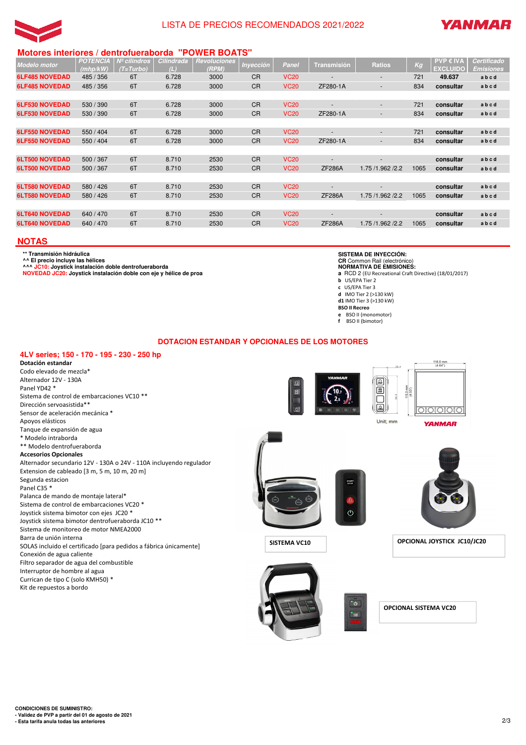LISTA DE PRECIOS RECOMENDADOS 2021/2022

## Motores interiores / dentrofueraborda "POWER BOATS"

| Modelo motor | POTENCIA (mhp/kW) | Nº cilindros (T=Turbo) | Cilindrada (L) | Revoluciones (RPM) | Inyección | Panel | Transmisión | Ratios | Kg | PVP € IVA EXCLUIDO | Certificado Emisiones |
|---|---|---|---|---|---|---|---|---|---|---|---|
| 6LF485 NOVEDAD | 485 / 356 | 6T | 6.728 | 3000 | CR | VC20 | - | - | 721 | 49.637 | a b c d |
| 6LF485 NOVEDAD | 485 / 356 | 6T | 6.728 | 3000 | CR | VC20 | ZF280-1A | - | 834 | consultar | a b c d |
| 6LF530 NOVEDAD | 530 / 390 | 6T | 6.728 | 3000 | CR | VC20 | - | - | 721 | consultar | a b c d |
| 6LF530 NOVEDAD | 530 / 390 | 6T | 6.728 | 3000 | CR | VC20 | ZF280-1A | - | 834 | consultar | a b c d |
| 6LF550 NOVEDAD | 550 / 404 | 6T | 6.728 | 3000 | CR | VC20 | - | - | 721 | consultar | a b c d |
| 6LF550 NOVEDAD | 550 / 404 | 6T | 6.728 | 3000 | CR | VC20 | ZF280-1A | - | 834 | consultar | a b c d |
| 6LT500 NOVEDAD | 500 / 367 | 6T | 8.710 | 2530 | CR | VC20 | - | - | | consultar | a b c d |
| 6LT500 NOVEDAD | 500 / 367 | 6T | 8.710 | 2530 | CR | VC20 | ZF286A | 1.75 /1.962 /2.2 | 1065 | consultar | a b c d |
| 6LT580 NOVEDAD | 580 / 426 | 6T | 8.710 | 2530 | CR | VC20 | - | - | | consultar | a b c d |
| 6LT580 NOVEDAD | 580 / 426 | 6T | 8.710 | 2530 | CR | VC20 | ZF286A | 1.75 /1.962 /2.2 | 1065 | consultar | a b c d |
| 6LT640 NOVEDAD | 640 / 470 | 6T | 8.710 | 2530 | CR | VC20 | - | - | | consultar | a b c d |
| 6LT640 NOVEDAD | 640 / 470 | 6T | 8.710 | 2530 | CR | VC20 | ZF286A | 1.75 /1.962 /2.2 | 1065 | consultar | a b c d |

## NOTAS

**** Transmisión hidráulica**
**^^ El precio incluye las hélices**
**^^^ JC10: Joystick instalación doble dentrofueraborda**
**NOVEDAD JC20: Joystick instalación doble con eje y hélice de proa**

**SISTEMA DE INYECCIÓN:**
**CR** Common Rail (electrónico)
**NORMATIVA DE EMISIONES:**
**a** RCD 2 (EU Recreational Craft Directive) (18/01/2017)
**b** US/EPA Tier 2
**c** US/EPA Tier 3
**d** IMO Tier 2 (>130 kW)
**d1** IMO Tier 3 (>130 kW)
**BSO II Recreo**
**e** BSO II (monomotor)
**f** BSO II (bimotor)

## DOTACION ESTANDAR Y OPCIONALES DE LOS MOTORES

### 4LV series; 150 - 170 - 195 - 230 - 250 hp

**Dotación estandar**
Codo elevado de mezcla*
Alternador 12V - 130A
Panel YD42 *
Sistema de control de embarcaciones VC10 **
Dirección servoasistida**
Sensor de aceleración mecánica *
Apoyos elásticos
Tanque de expansión de agua
\* Modelo intraborda
** Modelo dentrofueraborda

**Accesorios Opcionales**
Alternador secundario 12V - 130A o 24V - 110A incluyendo regulador
Extension de cableado [3 m, 5 m, 10 m, 20 m]
Segunda estacion
Panel C35 *
Palanca de mando de montaje lateral*
Sistema de control de embarcaciones VC20 *
Joystick sistema bimotor con ejes JC20 *
Joystick sistema bimotor dentrofueraborda JC10 **
Sistema de monitoreo de motor NMEA2000
Barra de unión interna
SOLAS incluido el certificado [para pedidos a fábrica únicamente]
Conexión de agua caliente
Filtro separador de agua del combustible
Interruptor de hombre al agua
Currican de tipo C (solo KMH50) *
Kit de repuestos a bordo

Unit; mm

SISTEMA VC10

OPCIONAL JOYSTICK JC10/JC20

OPCIONAL SISTEMA VC20

**CONDICIONES DE SUMINISTRO:**
**- Validez de PVP a partir del 01 de agosto de 2021**
**- Esta tarifa anula todas las anteriores**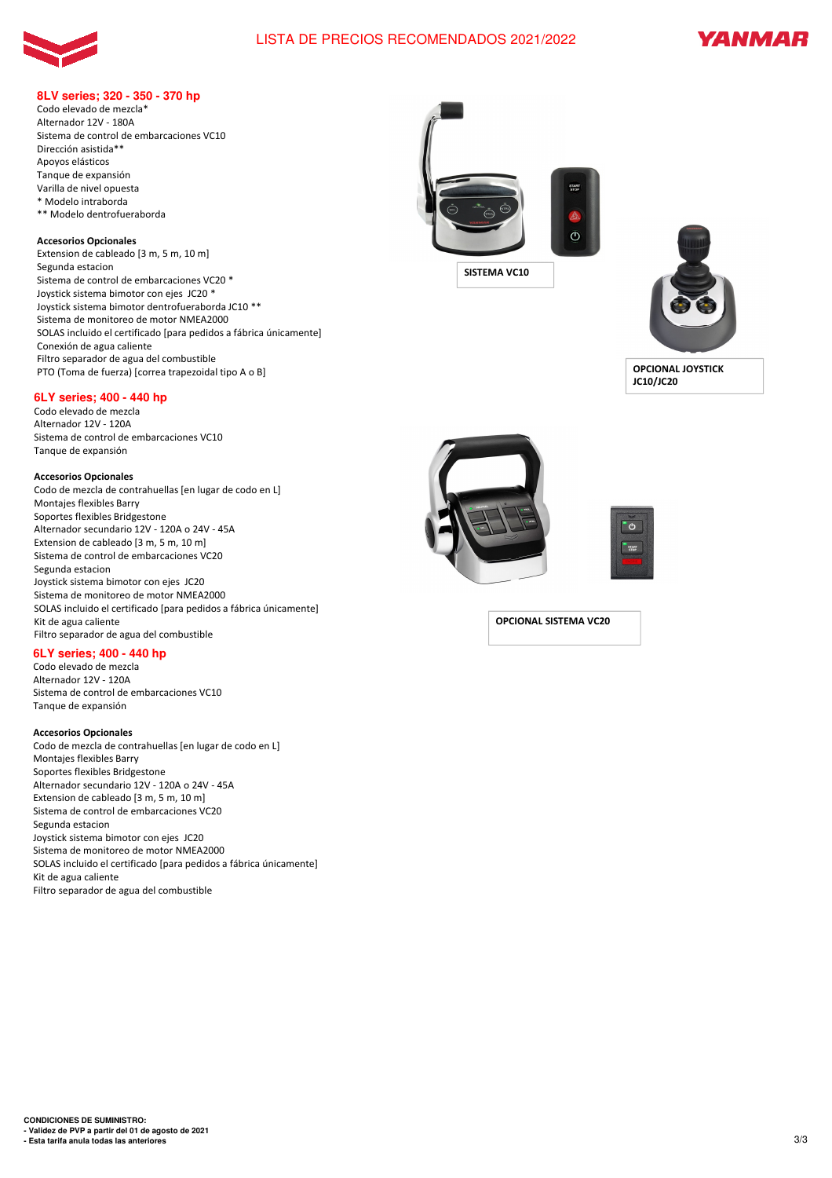## 8LV series; 320 - 350 - 370 hp

Codo elevado de mezcla*
Alternador 12V - 180A
Sistema de control de embarcaciones VC10
Dirección asistida**
Apoyos elásticos
Tanque de expansión
Varilla de nivel opuesta
* Modelo intraborda
** Modelo dentrofueraborda

**Accesorios Opcionales**

Extension de cableado [3 m, 5 m, 10 m]
Segunda estacion
Sistema de control de embarcaciones VC20 *
Joystick sistema bimotor con ejes JC20 *
Joystick sistema bimotor dentrofueraborda JC10 **
Sistema de monitoreo de motor NMEA2000
SOLAS incluido el certificado [para pedidos a fábrica únicamente]
Conexión de agua caliente
Filtro separador de agua del combustible
PTO (Toma de fuerza) [correa trapezoidal tipo A o B]

SISTEMA VC10

OPCIONAL JOYSTICK JC10/JC20

## 6LY series; 400 - 440 hp

Codo elevado de mezcla
Alternador 12V - 120A
Sistema de control de embarcaciones VC10
Tanque de expansión

**Accesorios Opcionales**

Codo de mezcla de contrahuellas [en lugar de codo en L]
Montajes flexibles Barry
Soportes flexibles Bridgestone
Alternador secundario 12V - 120A o 24V - 45A
Extension de cableado [3 m, 5 m, 10 m]
Sistema de control de embarcaciones VC20
Segunda estacion
Joystick sistema bimotor con ejes JC20
Sistema de monitoreo de motor NMEA2000
SOLAS incluido el certificado [para pedidos a fábrica únicamente]
Kit de agua caliente
Filtro separador de agua del combustible

OPCIONAL SISTEMA VC20

## 6LY series; 400 - 440 hp

Codo elevado de mezcla
Alternador 12V - 120A
Sistema de control de embarcaciones VC10
Tanque de expansión

**Accesorios Opcionales**

Codo de mezcla de contrahuellas [en lugar de codo en L]
Montajes flexibles Barry
Soportes flexibles Bridgestone
Alternador secundario 12V - 120A o 24V - 45A
Extension de cableado [3 m, 5 m, 10 m]
Sistema de control de embarcaciones VC20
Segunda estacion
Joystick sistema bimotor con ejes JC20
Sistema de monitoreo de motor NMEA2000
SOLAS incluido el certificado [para pedidos a fábrica únicamente]
Kit de agua caliente
Filtro separador de agua del combustible

**CONDICIONES DE SUMINISTRO:**
**- Validez de PVP a partir del 01 de agosto de 2021**
**- Esta tarifa anula todas las anteriores**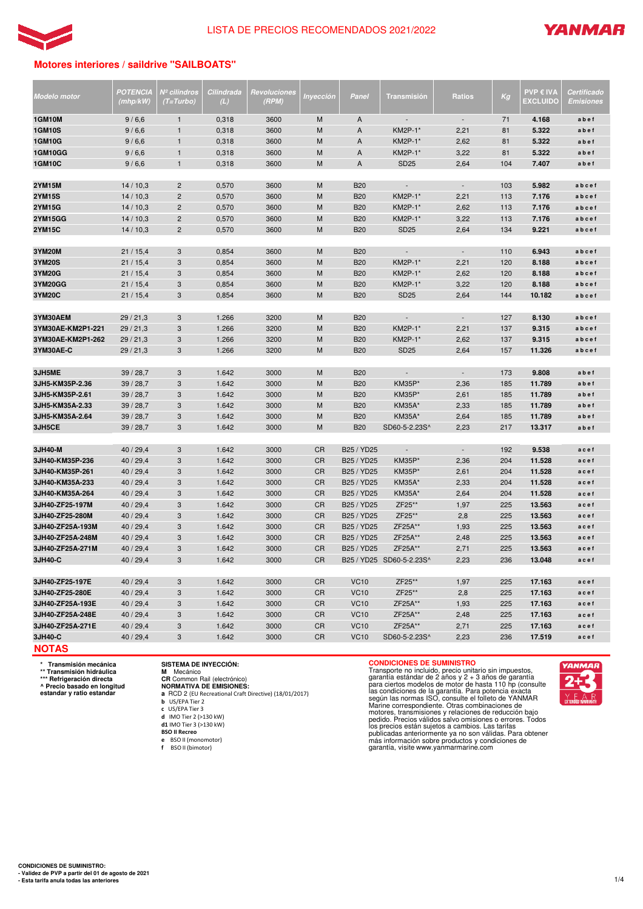# LISTA DE PRECIOS RECOMENDADOS 2021/2022

## Motores interiores / saildrive "SAILBOATS"

| Modelo motor | POTENCIA (mhp/kW) | Nº cilindros (T=Turbo) | Cilindrada (L) | Revoluciones (RPM) | Inyección | Panel | Transmisión | Ratios | Kg | PVP € IVA EXCLUIDO | Certificado Emisiones |
|---|---|---|---|---|---|---|---|---|---|---|---|
| **1GM10M** | 9 / 6,6 | 1 | 0,318 | 3600 | M | A | - | - | 71 | **4.168** | a b e f |
| **1GM10S** | 9 / 6,6 | 1 | 0,318 | 3600 | M | A | KM2P-1* | 2,21 | 81 | **5.322** | a b e f |
| **1GM10G** | 9 / 6,6 | 1 | 0,318 | 3600 | M | A | KM2P-1* | 2,62 | 81 | **5.322** | a b e f |
| **1GM10GG** | 9 / 6,6 | 1 | 0,318 | 3600 | M | A | KM2P-1* | 3,22 | 81 | **5.322** | a b e f |
| **1GM10C** | 9 / 6,6 | 1 | 0,318 | 3600 | M | A | SD25 | 2,64 | 104 | **7.407** | a b e f |
| | | | | | | | | | | | |
| **2YM15M** | 14 / 10,3 | 2 | 0,570 | 3600 | M | B20 | - | - | 103 | **5.982** | a b c e f |
| **2YM15S** | 14 / 10,3 | 2 | 0,570 | 3600 | M | B20 | KM2P-1* | 2,21 | 113 | **7.176** | a b c e f |
| **2YM15G** | 14 / 10,3 | 2 | 0,570 | 3600 | M | B20 | KM2P-1* | 2,62 | 113 | **7.176** | a b c e f |
| **2YM15GG** | 14 / 10,3 | 2 | 0,570 | 3600 | M | B20 | KM2P-1* | 3,22 | 113 | **7.176** | a b c e f |
| **2YM15C** | 14 / 10,3 | 2 | 0,570 | 3600 | M | B20 | SD25 | 2,64 | 134 | **9.221** | a b c e f |
| | | | | | | | | | | | |
| **3YM20M** | 21 / 15,4 | 3 | 0,854 | 3600 | M | B20 | - | - | 110 | **6.943** | a b c e f |
| **3YM20S** | 21 / 15,4 | 3 | 0,854 | 3600 | M | B20 | KM2P-1* | 2,21 | 120 | **8.188** | a b c e f |
| **3YM20G** | 21 / 15,4 | 3 | 0,854 | 3600 | M | B20 | KM2P-1* | 2,62 | 120 | **8.188** | a b c e f |
| **3YM20GG** | 21 / 15,4 | 3 | 0,854 | 3600 | M | B20 | KM2P-1* | 3,22 | 120 | **8.188** | a b c e f |
| **3YM20C** | 21 / 15,4 | 3 | 0,854 | 3600 | M | B20 | SD25 | 2,64 | 144 | **10.182** | a b c e f |
| | | | | | | | | | | | |
| **3YM30AEM** | 29 / 21,3 | 3 | 1.266 | 3200 | M | B20 | - | - | 127 | **8.130** | a b c e f |
| **3YM30AE-KM2P1-221** | 29 / 21,3 | 3 | 1.266 | 3200 | M | B20 | KM2P-1* | 2,21 | 137 | **9.315** | a b c e f |
| **3YM30AE-KM2P1-262** | 29 / 21,3 | 3 | 1.266 | 3200 | M | B20 | KM2P-1* | 2,62 | 137 | **9.315** | a b c e f |
| **3YM30AE-C** | 29 / 21,3 | 3 | 1.266 | 3200 | M | B20 | SD25 | 2,64 | 157 | **11.326** | a b c e f |
| | | | | | | | | | | | |
| **3JH5ME** | 39 / 28,7 | 3 | 1.642 | 3000 | M | B20 | - | - | 173 | **9.808** | a b e f |
| **3JH5-KM35P-2.36** | 39 / 28,7 | 3 | 1.642 | 3000 | M | B20 | KM35P* | 2,36 | 185 | **11.789** | a b e f |
| **3JH5-KM35P-2.61** | 39 / 28,7 | 3 | 1.642 | 3000 | M | B20 | KM35P* | 2,61 | 185 | **11.789** | a b e f |
| **3JH5-KM35A-2.33** | 39 / 28,7 | 3 | 1.642 | 3000 | M | B20 | KM35A* | 2,33 | 185 | **11.789** | a b e f |
| **3JH5-KM35A-2.64** | 39 / 28,7 | 3 | 1.642 | 3000 | M | B20 | KM35A* | 2,64 | 185 | **11.789** | a b e f |
| **3JH5CE** | 39 / 28,7 | 3 | 1.642 | 3000 | M | B20 | SD60-5-2.23S^ | 2,23 | 217 | **13.317** | a b e f |
| | | | | | | | | | | | |
| **3JH40-M** | 40 / 29,4 | 3 | 1.642 | 3000 | CR | B25 / YD25 | - | - | 192 | **9.538** | a c e f |
| **3JH40-KM35P-236** | 40 / 29,4 | 3 | 1.642 | 3000 | CR | B25 / YD25 | KM35P* | 2,36 | 204 | **11.528** | a c e f |
| **3JH40-KM35P-261** | 40 / 29,4 | 3 | 1.642 | 3000 | CR | B25 / YD25 | KM35P* | 2,61 | 204 | **11.528** | a c e f |
| **3JH40-KM35A-233** | 40 / 29,4 | 3 | 1.642 | 3000 | CR | B25 / YD25 | KM35A* | 2,33 | 204 | **11.528** | a c e f |
| **3JH40-KM35A-264** | 40 / 29,4 | 3 | 1.642 | 3000 | CR | B25 / YD25 | KM35A* | 2,64 | 204 | **11.528** | a c e f |
| **3JH40-ZF25-197M** | 40 / 29,4 | 3 | 1.642 | 3000 | CR | B25 / YD25 | ZF25** | 1,97 | 225 | **13.563** | a c e f |
| **3JH40-ZF25-280M** | 40 / 29,4 | 3 | 1.642 | 3000 | CR | B25 / YD25 | ZF25** | 2,8 | 225 | **13.563** | a c e f |
| **3JH40-ZF25A-193M** | 40 / 29,4 | 3 | 1.642 | 3000 | CR | B25 / YD25 | ZF25A** | 1,93 | 225 | **13.563** | a c e f |
| **3JH40-ZF25A-248M** | 40 / 29,4 | 3 | 1.642 | 3000 | CR | B25 / YD25 | ZF25A** | 2,48 | 225 | **13.563** | a c e f |
| **3JH40-ZF25A-271M** | 40 / 29,4 | 3 | 1.642 | 3000 | CR | B25 / YD25 | ZF25A** | 2,71 | 225 | **13.563** | a c e f |
| **3JH40-C** | 40 / 29,4 | 3 | 1.642 | 3000 | CR | B25 / YD25 | SD60-5-2.23S^ | 2,23 | 236 | **13.048** | a c e f |
| | | | | | | | | | | | |
| **3JH40-ZF25-197E** | 40 / 29,4 | 3 | 1.642 | 3000 | CR | VC10 | ZF25** | 1,97 | 225 | **17.163** | a c e f |
| **3JH40-ZF25-280E** | 40 / 29,4 | 3 | 1.642 | 3000 | CR | VC10 | ZF25** | 2,8 | 225 | **17.163** | a c e f |
| **3JH40-ZF25A-193E** | 40 / 29,4 | 3 | 1.642 | 3000 | CR | VC10 | ZF25A** | 1,93 | 225 | **17.163** | a c e f |
| **3JH40-ZF25A-248E** | 40 / 29,4 | 3 | 1.642 | 3000 | CR | VC10 | ZF25A** | 2,48 | 225 | **17.163** | a c e f |
| **3JH40-ZF25A-271E** | 40 / 29,4 | 3 | 1.642 | 3000 | CR | VC10 | ZF25A** | 2,71 | 225 | **17.163** | a c e f |
| **3JH40-C** | 40 / 29,4 | 3 | 1.642 | 3000 | CR | VC10 | SD60-5-2.23S^ | 2,23 | 236 | **17.519** | a c e f |

## NOTAS

**\* Transmisión mecánica**
**\*\* Transmisión hidráulica**
**\*\*\* Refrigeración directa**
**^ Precio basado en longitud estandar y ratio estandar**

**SISTEMA DE INYECCIÓN:**
**M** Mecánico
**CR** Common Rail (electrónico)
**NORMATIVA DE EMISIONES:**
**a** RCD 2 (EU Recreational Craft Directive) (18/01/2017)
**b** US/EPA Tier 2
**c** US/EPA Tier 3
**d** IMO Tier 2 (>130 kW)
**d1** IMO Tier 3 (>130 kW)
**BSO II Recreo**
**e** BSO II (monomotor)
**f** BSO II (bimotor)

**CONDICIONES DE SUMINISTRO**
Transporte no incluido, precio unitario sin impuestos, garantía estándar de 2 años y 2 + 3 años de garantía para ciertos modelos de motor de hasta 110 hp (consulte las condiciones de la garantía. Para potencia exacta según las normas ISO, consulte el folleto de YANMAR Marine correspondiente. Otras combinaciones de motores, transmisiones y relaciones de reducción bajo pedido. Precios válidos salvo omisiones o errores. Todos los precios están sujetos a cambios. Las tarifas publicadas anteriormente ya no son válidas. Para obtener más información sobre productos y condiciones de garantía, visite www.yanmarmarine.com

**CONDICIONES DE SUMINISTRO:**
**- Validez de PVP a partir del 01 de agosto de 2021**
**- Esta tarifa anula todas las anteriores**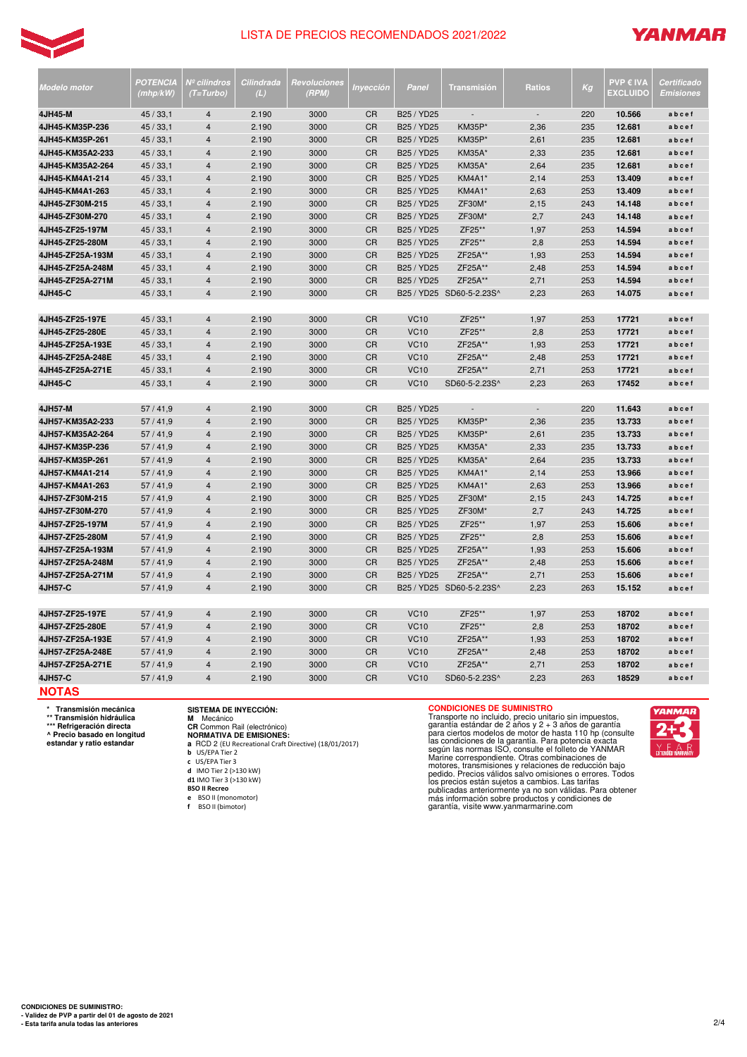# LISTA DE PRECIOS RECOMENDADOS 2021/2022

| *Modelo motor* | *POTENCIA (mhp/kW)* | *Nº cilindros (T=Turbo)* | *Cilindrada (L)* | *Revoluciones (RPM)* | *Inyección* | *Panel* | Transmisión | Ratios | *Kg* | PVP € IVA EXCLUIDO | *Certificado Emisiones* |
|---|---|---|---|---|---|---|---|---|---|---|---|
| **4JH45-M** | 45 / 33,1 | 4 | 2.190 | 3000 | CR | B25 / YD25 | - | - | 220 | **10.566** | **a b c e f** |
| **4JH45-KM35P-236** | 45 / 33,1 | 4 | 2.190 | 3000 | CR | B25 / YD25 | KM35P* | 2,36 | 235 | **12.681** | **a b c e f** |
| **4JH45-KM35P-261** | 45 / 33,1 | 4 | 2.190 | 3000 | CR | B25 / YD25 | KM35P* | 2,61 | 235 | **12.681** | **a b c e f** |
| **4JH45-KM35A2-233** | 45 / 33,1 | 4 | 2.190 | 3000 | CR | B25 / YD25 | KM35A* | 2,33 | 235 | **12.681** | **a b c e f** |
| **4JH45-KM35A2-264** | 45 / 33,1 | 4 | 2.190 | 3000 | CR | B25 / YD25 | KM35A* | 2,64 | 235 | **12.681** | **a b c e f** |
| **4JH45-KM4A1-214** | 45 / 33,1 | 4 | 2.190 | 3000 | CR | B25 / YD25 | KM4A1* | 2,14 | 253 | **13.409** | **a b c e f** |
| **4JH45-KM4A1-263** | 45 / 33,1 | 4 | 2.190 | 3000 | CR | B25 / YD25 | KM4A1* | 2,63 | 253 | **13.409** | **a b c e f** |
| **4JH45-ZF30M-215** | 45 / 33,1 | 4 | 2.190 | 3000 | CR | B25 / YD25 | ZF30M* | 2,15 | 243 | **14.148** | **a b c e f** |
| **4JH45-ZF30M-270** | 45 / 33,1 | 4 | 2.190 | 3000 | CR | B25 / YD25 | ZF30M* | 2,7 | 243 | **14.148** | **a b c e f** |
| **4JH45-ZF25-197M** | 45 / 33,1 | 4 | 2.190 | 3000 | CR | B25 / YD25 | ZF25** | 1,97 | 253 | **14.594** | **a b c e f** |
| **4JH45-ZF25-280M** | 45 / 33,1 | 4 | 2.190 | 3000 | CR | B25 / YD25 | ZF25** | 2,8 | 253 | **14.594** | **a b c e f** |
| **4JH45-ZF25A-193M** | 45 / 33,1 | 4 | 2.190 | 3000 | CR | B25 / YD25 | ZF25A** | 1,93 | 253 | **14.594** | **a b c e f** |
| **4JH45-ZF25A-248M** | 45 / 33,1 | 4 | 2.190 | 3000 | CR | B25 / YD25 | ZF25A** | 2,48 | 253 | **14.594** | **a b c e f** |
| **4JH45-ZF25A-271M** | 45 / 33,1 | 4 | 2.190 | 3000 | CR | B25 / YD25 | ZF25A** | 2,71 | 253 | **14.594** | **a b c e f** |
| **4JH45-C** | 45 / 33,1 | 4 | 2.190 | 3000 | CR | B25 / YD25 | SD60-5-2.23S^ | 2,23 | 263 | **14.075** | **a b c e f** |
| | | | | | | | | | | | |
| **4JH45-ZF25-197E** | 45 / 33,1 | 4 | 2.190 | 3000 | CR | VC10 | ZF25** | 1,97 | 253 | **17721** | **a b c e f** |
| **4JH45-ZF25-280E** | 45 / 33,1 | 4 | 2.190 | 3000 | CR | VC10 | ZF25** | 2,8 | 253 | **17721** | **a b c e f** |
| **4JH45-ZF25A-193E** | 45 / 33,1 | 4 | 2.190 | 3000 | CR | VC10 | ZF25A** | 1,93 | 253 | **17721** | **a b c e f** |
| **4JH45-ZF25A-248E** | 45 / 33,1 | 4 | 2.190 | 3000 | CR | VC10 | ZF25A** | 2,48 | 253 | **17721** | **a b c e f** |
| **4JH45-ZF25A-271E** | 45 / 33,1 | 4 | 2.190 | 3000 | CR | VC10 | ZF25A** | 2,71 | 253 | **17721** | **a b c e f** |
| **4JH45-C** | 45 / 33,1 | 4 | 2.190 | 3000 | CR | VC10 | SD60-5-2.23S^ | 2,23 | 263 | **17452** | **a b c e f** |
| | | | | | | | | | | | |
| **4JH57-M** | 57 / 41,9 | 4 | 2.190 | 3000 | CR | B25 / YD25 | - | - | 220 | **11.643** | **a b c e f** |
| **4JH57-KM35A2-233** | 57 / 41,9 | 4 | 2.190 | 3000 | CR | B25 / YD25 | KM35P* | 2,36 | 235 | **13.733** | **a b c e f** |
| **4JH57-KM35A2-264** | 57 / 41,9 | 4 | 2.190 | 3000 | CR | B25 / YD25 | KM35P* | 2,61 | 235 | **13.733** | **a b c e f** |
| **4JH57-KM35P-236** | 57 / 41,9 | 4 | 2.190 | 3000 | CR | B25 / YD25 | KM35A* | 2,33 | 235 | **13.733** | **a b c e f** |
| **4JH57-KM35P-261** | 57 / 41,9 | 4 | 2.190 | 3000 | CR | B25 / YD25 | KM35A* | 2,64 | 235 | **13.733** | **a b c e f** |
| **4JH57-KM4A1-214** | 57 / 41,9 | 4 | 2.190 | 3000 | CR | B25 / YD25 | KM4A1* | 2,14 | 253 | **13.966** | **a b c e f** |
| **4JH57-KM4A1-263** | 57 / 41,9 | 4 | 2.190 | 3000 | CR | B25 / YD25 | KM4A1* | 2,63 | 253 | **13.966** | **a b c e f** |
| **4JH57-ZF30M-215** | 57 / 41,9 | 4 | 2.190 | 3000 | CR | B25 / YD25 | ZF30M* | 2,15 | 243 | **14.725** | **a b c e f** |
| **4JH57-ZF30M-270** | 57 / 41,9 | 4 | 2.190 | 3000 | CR | B25 / YD25 | ZF30M* | 2,7 | 243 | **14.725** | **a b c e f** |
| **4JH57-ZF25-197M** | 57 / 41,9 | 4 | 2.190 | 3000 | CR | B25 / YD25 | ZF25** | 1,97 | 253 | **15.606** | **a b c e f** |
| **4JH57-ZF25-280M** | 57 / 41,9 | 4 | 2.190 | 3000 | CR | B25 / YD25 | ZF25** | 2,8 | 253 | **15.606** | **a b c e f** |
| **4JH57-ZF25A-193M** | 57 / 41,9 | 4 | 2.190 | 3000 | CR | B25 / YD25 | ZF25A** | 1,93 | 253 | **15.606** | **a b c e f** |
| **4JH57-ZF25A-248M** | 57 / 41,9 | 4 | 2.190 | 3000 | CR | B25 / YD25 | ZF25A** | 2,48 | 253 | **15.606** | **a b c e f** |
| **4JH57-ZF25A-271M** | 57 / 41,9 | 4 | 2.190 | 3000 | CR | B25 / YD25 | ZF25A** | 2,71 | 253 | **15.606** | **a b c e f** |
| **4JH57-C** | 57 / 41,9 | 4 | 2.190 | 3000 | CR | B25 / YD25 | SD60-5-2.23S^ | 2,23 | 263 | **15.152** | **a b c e f** |
| | | | | | | | | | | | |
| **4JH57-ZF25-197E** | 57 / 41,9 | 4 | 2.190 | 3000 | CR | VC10 | ZF25** | 1,97 | 253 | **18702** | **a b c e f** |
| **4JH57-ZF25-280E** | 57 / 41,9 | 4 | 2.190 | 3000 | CR | VC10 | ZF25** | 2,8 | 253 | **18702** | **a b c e f** |
| **4JH57-ZF25A-193E** | 57 / 41,9 | 4 | 2.190 | 3000 | CR | VC10 | ZF25A** | 1,93 | 253 | **18702** | **a b c e f** |
| **4JH57-ZF25A-248E** | 57 / 41,9 | 4 | 2.190 | 3000 | CR | VC10 | ZF25A** | 2,48 | 253 | **18702** | **a b c e f** |
| **4JH57-ZF25A-271E** | 57 / 41,9 | 4 | 2.190 | 3000 | CR | VC10 | ZF25A** | 2,71 | 253 | **18702** | **a b c e f** |
| **4JH57-C** | 57 / 41,9 | 4 | 2.190 | 3000 | CR | VC10 | SD60-5-2.23S^ | 2,23 | 263 | **18529** | **a b c e f** |

## NOTAS

**\* Transmisión mecánica**
**\*\* Transmisión hidráulica**
**\*\*\* Refrigeración directa**
**^ Precio basado en longitud estandar y ratio estandar**

**SISTEMA DE INYECCIÓN:**
**M** Mecánico
**CR** Common Rail (electrónico)
**NORMATIVA DE EMISIONES:**
**a** RCD 2 (EU Recreational Craft Directive) (18/01/2017)
**b** US/EPA Tier 2
**c** US/EPA Tier 3
**d** IMO Tier 2 (>130 kW)
**d1** IMO Tier 3 (>130 kW)
**BSO II Recreo**
**e** BSO II (monomotor)
**f** BSO II (bimotor)

**CONDICIONES DE SUMINISTRO**
Transporte no incluido, precio unitario sin impuestos, garantía estándar de 2 años y 2 + 3 años de garantía para ciertos modelos de motor de hasta 110 hp (consulte las condiciones de la garantía. Para potencia exacta según las normas ISO, consulte el folleto de YANMAR Marine correspondiente. Otras combinaciones de motores, transmisiones y relaciones de reducción bajo pedido. Precios válidos salvo omisiones o errores. Todos los precios están sujetos a cambios. Las tarifas publicadas anteriormente ya no son válidas. Para obtener más información sobre productos y condiciones de garantía, visite www.yanmarmarine.com

**CONDICIONES DE SUMINISTRO:**
**- Validez de PVP a partir del 01 de agosto de 2021**
**- Esta tarifa anula todas las anteriores**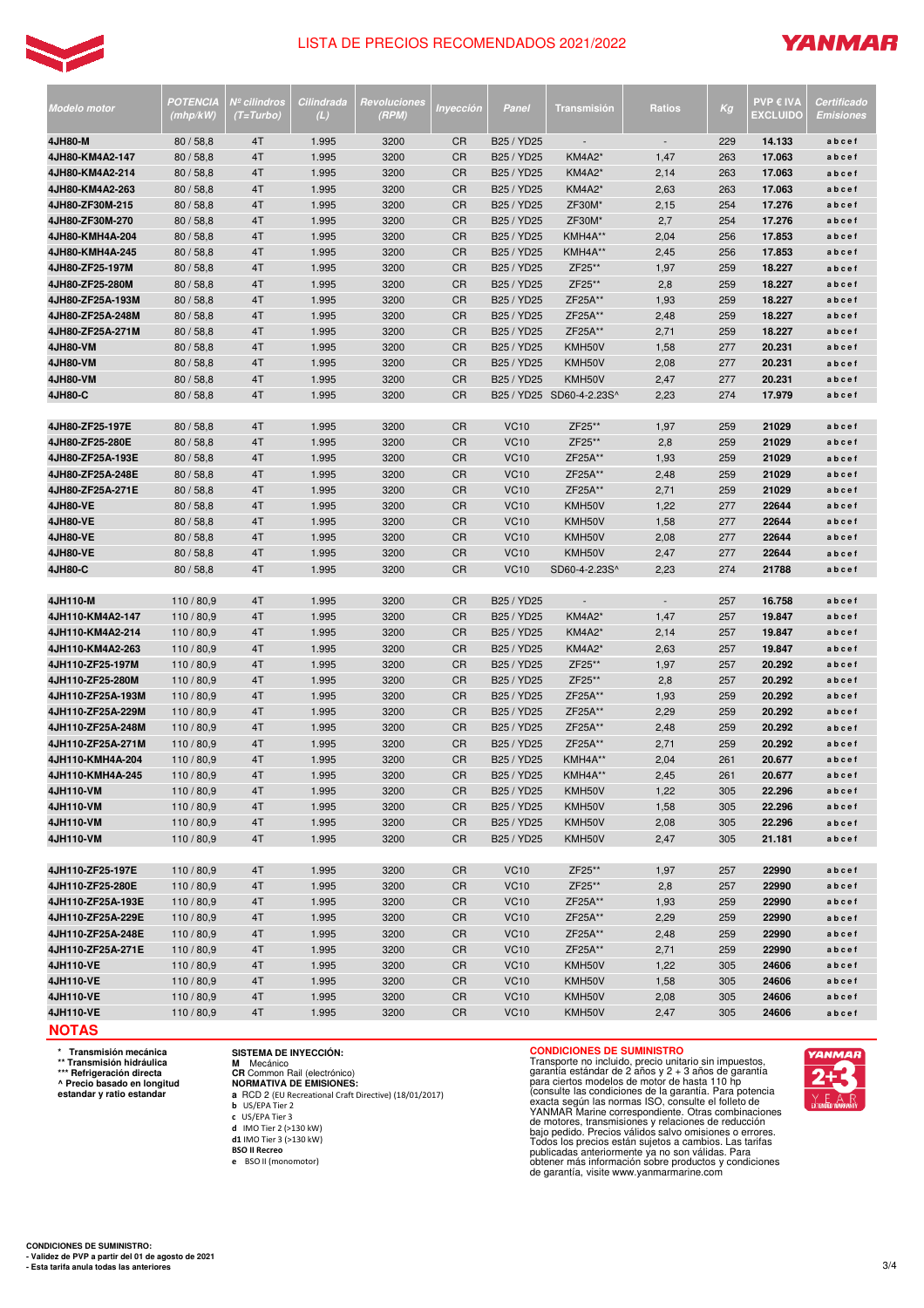# LISTA DE PRECIOS RECOMENDADOS 2021/2022

| Modelo motor | POTENCIA (mhp/kW) | Nº cilindros (T=Turbo) | Cilindrada (L) | Revoluciones (RPM) | Inyección | Panel | Transmisión | Ratios | Kg | PVP € IVA EXCLUIDO | Certificado Emisiones |
|---|---|---|---|---|---|---|---|---|---|---|---|
| 4JH80-M | 80 / 58,8 | 4T | 1.995 | 3200 | CR | B25 / YD25 | - | - | 229 | 14.133 | a b c e f |
| 4JH80-KM4A2-147 | 80 / 58,8 | 4T | 1.995 | 3200 | CR | B25 / YD25 | KM4A2* | 1,47 | 263 | 17.063 | a b c e f |
| 4JH80-KM4A2-214 | 80 / 58,8 | 4T | 1.995 | 3200 | CR | B25 / YD25 | KM4A2* | 2,14 | 263 | 17.063 | a b c e f |
| 4JH80-KM4A2-263 | 80 / 58,8 | 4T | 1.995 | 3200 | CR | B25 / YD25 | KM4A2* | 2,63 | 263 | 17.063 | a b c e f |
| 4JH80-ZF30M-215 | 80 / 58,8 | 4T | 1.995 | 3200 | CR | B25 / YD25 | ZF30M* | 2,15 | 254 | 17.276 | a b c e f |
| 4JH80-ZF30M-270 | 80 / 58,8 | 4T | 1.995 | 3200 | CR | B25 / YD25 | ZF30M* | 2,7 | 254 | 17.276 | a b c e f |
| 4JH80-KMH4A-204 | 80 / 58,8 | 4T | 1.995 | 3200 | CR | B25 / YD25 | KMH4A** | 2,04 | 256 | 17.853 | a b c e f |
| 4JH80-KMH4A-245 | 80 / 58,8 | 4T | 1.995 | 3200 | CR | B25 / YD25 | KMH4A** | 2,45 | 256 | 17.853 | a b c e f |
| 4JH80-ZF25-197M | 80 / 58,8 | 4T | 1.995 | 3200 | CR | B25 / YD25 | ZF25** | 1,97 | 259 | 18.227 | a b c e f |
| 4JH80-ZF25-280M | 80 / 58,8 | 4T | 1.995 | 3200 | CR | B25 / YD25 | ZF25** | 2,8 | 259 | 18.227 | a b c e f |
| 4JH80-ZF25A-193M | 80 / 58,8 | 4T | 1.995 | 3200 | CR | B25 / YD25 | ZF25A** | 1,93 | 259 | 18.227 | a b c e f |
| 4JH80-ZF25A-248M | 80 / 58,8 | 4T | 1.995 | 3200 | CR | B25 / YD25 | ZF25A** | 2,48 | 259 | 18.227 | a b c e f |
| 4JH80-ZF25A-271M | 80 / 58,8 | 4T | 1.995 | 3200 | CR | B25 / YD25 | ZF25A** | 2,71 | 259 | 18.227 | a b c e f |
| 4JH80-VM | 80 / 58,8 | 4T | 1.995 | 3200 | CR | B25 / YD25 | KMH50V | 1,58 | 277 | 20.231 | a b c e f |
| 4JH80-VM | 80 / 58,8 | 4T | 1.995 | 3200 | CR | B25 / YD25 | KMH50V | 2,08 | 277 | 20.231 | a b c e f |
| 4JH80-VM | 80 / 58,8 | 4T | 1.995 | 3200 | CR | B25 / YD25 | KMH50V | 2,47 | 277 | 20.231 | a b c e f |
| 4JH80-C | 80 / 58,8 | 4T | 1.995 | 3200 | CR | B25 / YD25 | SD60-4-2.23S^ | 2,23 | 274 | 17.979 | a b c e f |
| | | | | | | | | | | | |
| 4JH80-ZF25-197E | 80 / 58,8 | 4T | 1.995 | 3200 | CR | VC10 | ZF25** | 1,97 | 259 | 21029 | a b c e f |
| 4JH80-ZF25-280E | 80 / 58,8 | 4T | 1.995 | 3200 | CR | VC10 | ZF25** | 2,8 | 259 | 21029 | a b c e f |
| 4JH80-ZF25A-193E | 80 / 58,8 | 4T | 1.995 | 3200 | CR | VC10 | ZF25A** | 1,93 | 259 | 21029 | a b c e f |
| 4JH80-ZF25A-248E | 80 / 58,8 | 4T | 1.995 | 3200 | CR | VC10 | ZF25A** | 2,48 | 259 | 21029 | a b c e f |
| 4JH80-ZF25A-271E | 80 / 58,8 | 4T | 1.995 | 3200 | CR | VC10 | ZF25A** | 2,71 | 259 | 21029 | a b c e f |
| 4JH80-VE | 80 / 58,8 | 4T | 1.995 | 3200 | CR | VC10 | KMH50V | 1,22 | 277 | 22644 | a b c e f |
| 4JH80-VE | 80 / 58,8 | 4T | 1.995 | 3200 | CR | VC10 | KMH50V | 1,58 | 277 | 22644 | a b c e f |
| 4JH80-VE | 80 / 58,8 | 4T | 1.995 | 3200 | CR | VC10 | KMH50V | 2,08 | 277 | 22644 | a b c e f |
| 4JH80-VE | 80 / 58,8 | 4T | 1.995 | 3200 | CR | VC10 | KMH50V | 2,47 | 277 | 22644 | a b c e f |
| 4JH80-C | 80 / 58,8 | 4T | 1.995 | 3200 | CR | VC10 | SD60-4-2.23S^ | 2,23 | 274 | 21788 | a b c e f |
| | | | | | | | | | | | |
| 4JH110-M | 110 / 80,9 | 4T | 1.995 | 3200 | CR | B25 / YD25 | - | - | 257 | 16.758 | a b c e f |
| 4JH110-KM4A2-147 | 110 / 80,9 | 4T | 1.995 | 3200 | CR | B25 / YD25 | KM4A2* | 1,47 | 257 | 19.847 | a b c e f |
| 4JH110-KM4A2-214 | 110 / 80,9 | 4T | 1.995 | 3200 | CR | B25 / YD25 | KM4A2* | 2,14 | 257 | 19.847 | a b c e f |
| 4JH110-KM4A2-263 | 110 / 80,9 | 4T | 1.995 | 3200 | CR | B25 / YD25 | KM4A2* | 2,63 | 257 | 19.847 | a b c e f |
| 4JH110-ZF25-197M | 110 / 80,9 | 4T | 1.995 | 3200 | CR | B25 / YD25 | ZF25** | 1,97 | 257 | 20.292 | a b c e f |
| 4JH110-ZF25-280M | 110 / 80,9 | 4T | 1.995 | 3200 | CR | B25 / YD25 | ZF25** | 2,8 | 257 | 20.292 | a b c e f |
| 4JH110-ZF25A-193M | 110 / 80,9 | 4T | 1.995 | 3200 | CR | B25 / YD25 | ZF25A** | 1,93 | 259 | 20.292 | a b c e f |
| 4JH110-ZF25A-229M | 110 / 80,9 | 4T | 1.995 | 3200 | CR | B25 / YD25 | ZF25A** | 2,29 | 259 | 20.292 | a b c e f |
| 4JH110-ZF25A-248M | 110 / 80,9 | 4T | 1.995 | 3200 | CR | B25 / YD25 | ZF25A** | 2,48 | 259 | 20.292 | a b c e f |
| 4JH110-ZF25A-271M | 110 / 80,9 | 4T | 1.995 | 3200 | CR | B25 / YD25 | ZF25A** | 2,71 | 259 | 20.292 | a b c e f |
| 4JH110-KMH4A-204 | 110 / 80,9 | 4T | 1.995 | 3200 | CR | B25 / YD25 | KMH4A** | 2,04 | 261 | 20.677 | a b c e f |
| 4JH110-KMH4A-245 | 110 / 80,9 | 4T | 1.995 | 3200 | CR | B25 / YD25 | KMH4A** | 2,45 | 261 | 20.677 | a b c e f |
| 4JH110-VM | 110 / 80,9 | 4T | 1.995 | 3200 | CR | B25 / YD25 | KMH50V | 1,22 | 305 | 22.296 | a b c e f |
| 4JH110-VM | 110 / 80,9 | 4T | 1.995 | 3200 | CR | B25 / YD25 | KMH50V | 1,58 | 305 | 22.296 | a b c e f |
| 4JH110-VM | 110 / 80,9 | 4T | 1.995 | 3200 | CR | B25 / YD25 | KMH50V | 2,08 | 305 | 22.296 | a b c e f |
| 4JH110-VM | 110 / 80,9 | 4T | 1.995 | 3200 | CR | B25 / YD25 | KMH50V | 2,47 | 305 | 21.181 | a b c e f |
| | | | | | | | | | | | |
| 4JH110-ZF25-197E | 110 / 80,9 | 4T | 1.995 | 3200 | CR | VC10 | ZF25** | 1,97 | 257 | 22990 | a b c e f |
| 4JH110-ZF25-280E | 110 / 80,9 | 4T | 1.995 | 3200 | CR | VC10 | ZF25** | 2,8 | 257 | 22990 | a b c e f |
| 4JH110-ZF25A-193E | 110 / 80,9 | 4T | 1.995 | 3200 | CR | VC10 | ZF25A** | 1,93 | 259 | 22990 | a b c e f |
| 4JH110-ZF25A-229E | 110 / 80,9 | 4T | 1.995 | 3200 | CR | VC10 | ZF25A** | 2,29 | 259 | 22990 | a b c e f |
| 4JH110-ZF25A-248E | 110 / 80,9 | 4T | 1.995 | 3200 | CR | VC10 | ZF25A** | 2,48 | 259 | 22990 | a b c e f |
| 4JH110-ZF25A-271E | 110 / 80,9 | 4T | 1.995 | 3200 | CR | VC10 | ZF25A** | 2,71 | 259 | 22990 | a b c e f |
| 4JH110-VE | 110 / 80,9 | 4T | 1.995 | 3200 | CR | VC10 | KMH50V | 1,22 | 305 | 24606 | a b c e f |
| 4JH110-VE | 110 / 80,9 | 4T | 1.995 | 3200 | CR | VC10 | KMH50V | 1,58 | 305 | 24606 | a b c e f |
| 4JH110-VE | 110 / 80,9 | 4T | 1.995 | 3200 | CR | VC10 | KMH50V | 2,08 | 305 | 24606 | a b c e f |
| 4JH110-VE | 110 / 80,9 | 4T | 1.995 | 3200 | CR | VC10 | KMH50V | 2,47 | 305 | 24606 | a b c e f |

## NOTAS

**\* Transmisión mecánica**
**\*\* Transmisión hidráulica**
**\*\*\* Refrigeración directa**
**^ Precio basado en longitud estandar y ratio estandar**

**SISTEMA DE INYECCIÓN:**
**M** Mecánico
**CR** Common Rail (electrónico)
**NORMATIVA DE EMISIONES:**
**a** RCD 2 (EU Recreational Craft Directive) (18/01/2017)
**b** US/EPA Tier 2
**c** US/EPA Tier 3
**d** IMO Tier 2 (>130 kW)
**d1** IMO Tier 3 (>130 kW)
**BSO II Recreo**
**e** BSO II (monomotor)

**CONDICIONES DE SUMINISTRO**
Transporte no incluido, precio unitario sin impuestos, garantía estándar de 2 años y 2 + 3 años de garantía para ciertos modelos de motor de hasta 110 hp (consulte las condiciones de la garantía. Para potencia exacta según las normas ISO, consulte el folleto de YANMAR Marine correspondiente. Otras combinaciones de motores, transmisiones y relaciones de reducción bajo pedido. Precios válidos salvo omisiones o errores. Todos los precios están sujetos a cambios. Las tarifas publicadas anteriormente ya no son válidas. Para obtener más información sobre productos y condiciones de garantía, visite www.yanmarmarine.com

**CONDICIONES DE SUMINISTRO:**
**- Validez de PVP a partir del 01 de agosto de 2021**
**- Esta tarifa anula todas las anteriores**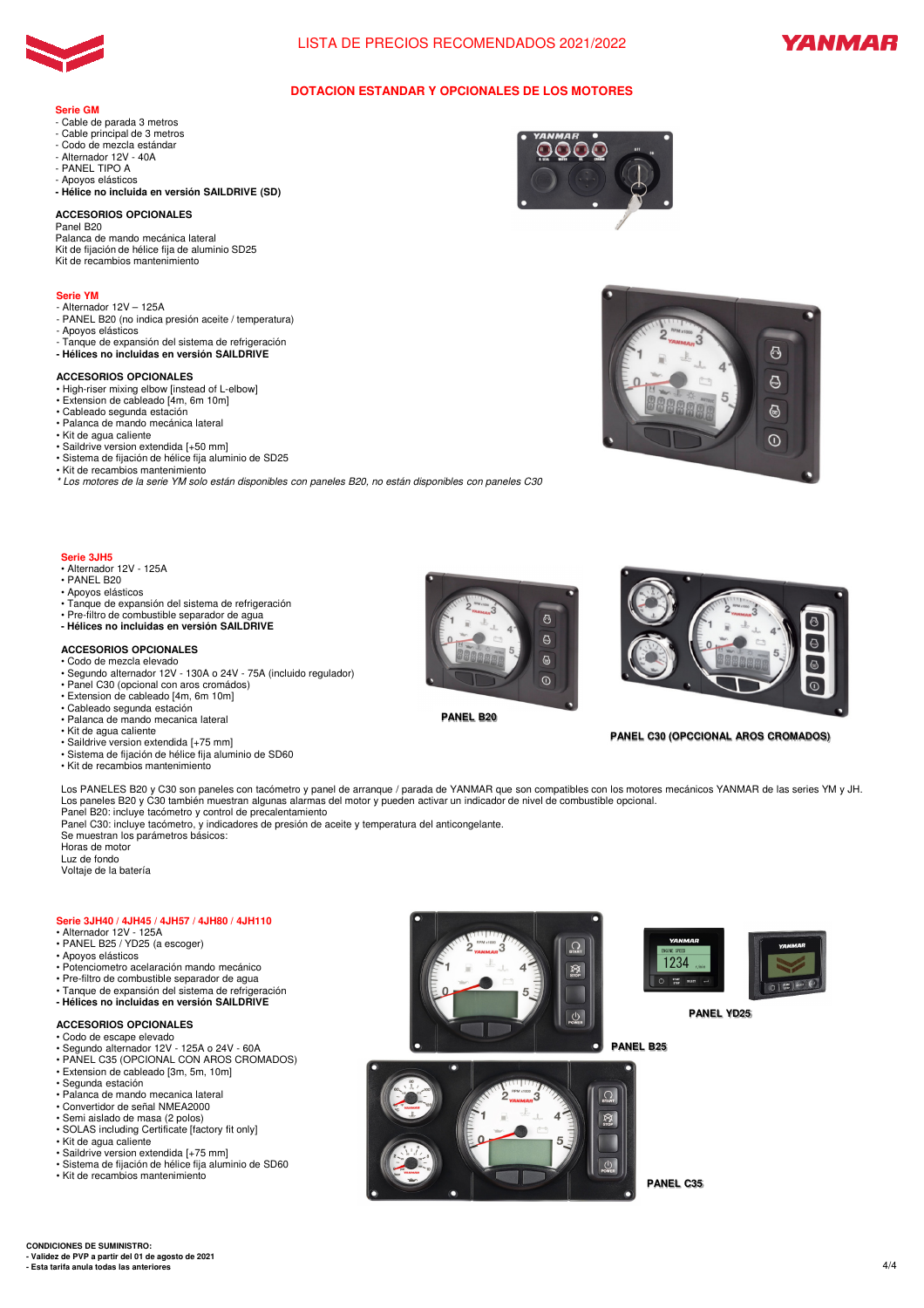## DOTACION ESTANDAR Y OPCIONALES DE LOS MOTORES

### Serie GM

- Cable de parada 3 metros
- Cable principal de 3 metros
- Codo de mezcla estándar
- Alternador 12V - 40A
- PANEL TIPO A
- Apoyos elásticos
- **Hélice no incluida en versión SAILDRIVE (SD)**

**ACCESORIOS OPCIONALES**

Panel B20
Palanca de mando mecánica lateral
Kit de fijación de hélice fija de aluminio SD25
Kit de recambios mantenimiento

### Serie YM

- Alternador 12V – 125A
- PANEL B20 (no indica presión aceite / temperatura)
- Apoyos elásticos
- Tanque de expansión del sistema de refrigeración
- **Hélices no incluidas en versión SAILDRIVE**

**ACCESORIOS OPCIONALES**

- High-riser mixing elbow [instead of L-elbow]
- Extension de cableado [4m, 6m 10m]
- Cableado segunda estación
- Palanca de mando mecánica lateral
- Kit de agua caliente
- Saildrive version extendida [+50 mm]
- Sistema de fijación de hélice fija aluminio de SD25
- Kit de recambios mantenimiento

*\* Los motores de la serie YM solo están disponibles con paneles B20, no están disponibles con paneles C30*

### Serie 3JH5

- Alternador 12V - 125A
- PANEL B20
- Apoyos elásticos
- Tanque de expansión del sistema de refrigeración
- Pre-filtro de combustible separador de agua
- **Hélices no incluidas en versión SAILDRIVE**

**ACCESORIOS OPCIONALES**

- Codo de mezcla elevado
- Segundo alternador 12V - 130A o 24V - 75A (incluido regulador)
- Panel C30 (opcional con aros cromados)
- Extension de cableado [4m, 6m 10m]
- Cableado segunda estación
- Palanca de mando mecanica lateral
- Kit de agua caliente
- Saildrive version extendida [+75 mm]
- Sistema de fijación de hélice fija aluminio de SD60
- Kit de recambios mantenimiento

PANEL B20

PANEL C30 (OPCCIONAL AROS CROMADOS)

Los PANELES B20 y C30 son paneles con tacómetro y panel de arranque / parada de YANMAR que son compatibles con los motores mecánicos YANMAR de las series YM y JH.
Los paneles B20 y C30 también muestran algunas alarmas del motor y pueden activar un indicador de nivel de combustible opcional.
Panel B20: incluye tacómetro y control de precalentamiento
Panel C30: incluye tacómetro, y indicadores de presión de aceite y temperatura del anticongelante.
Se muestran los parámetros básicos:
Horas de motor
Luz de fondo
Voltaje de la batería

### Serie 3JH40 / 4JH45 / 4JH57 / 4JH80 / 4JH110

- Alternador 12V - 125A
- PANEL B25 / YD25 (a escoger)
- Apoyos elásticos
- Potenciometro acelaración mando mecánico
- Pre-filtro de combustible separador de agua
- Tanque de expansión del sistema de refrigeración
- **Hélices no incluidas en versión SAILDRIVE**

**ACCESORIOS OPCIONALES**

- Codo de escape elevado
- Segundo alternador 12V - 125A o 24V - 60A
- PANEL C35 (OPCIONAL CON AROS CROMADOS)
- Extension de cableado [3m, 5m, 10m]
- Segunda estación
- Palanca de mando mecanica lateral
- Convertidor de señal NMEA2000
- Semi aislado de masa (2 polos)
- SOLAS including Certificate [factory fit only]
- Kit de agua caliente
- Saildrive version extendida [+75 mm]
- Sistema de fijación de hélice fija aluminio de SD60
- Kit de recambios mantenimiento

PANEL YD25

PANEL B25

PANEL C35

**CONDICIONES DE SUMINISTRO:**
**- Validez de PVP a partir del 01 de agosto de 2021**
**- Esta tarifa anula todas las anteriores**